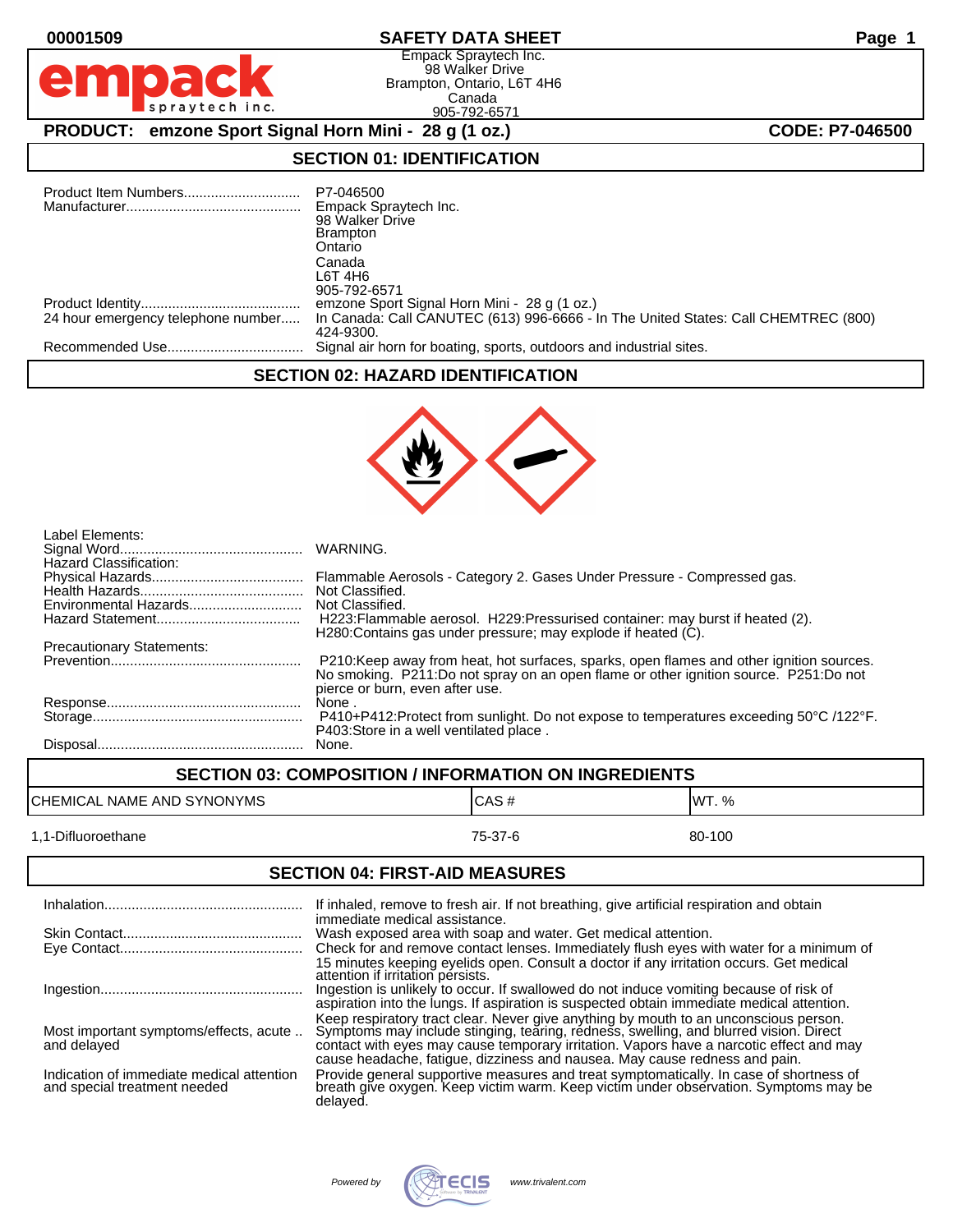00001509

# SAFETY DATA SHEET

Empack Spraytech Inc.
98 Walker Drive
Brampton, Ontario, L6T 4H6
Canada
905-792-6571

**PRODUCT: emzone Sport Signal Horn Mini - 28 g (1 oz.)** **CODE: P7-046500**

## SECTION 01: IDENTIFICATION

Product Item Numbers.............................. P7-046500

Manufacturer............................................ Empack Spraytech Inc.
98 Walker Drive
Brampton
Ontario
Canada
L6T 4H6
905-792-6571

Product Identity......................................... emzone Sport Signal Horn Mini - 28 g (1 oz.)

24 hour emergency telephone number..... In Canada: Call CANUTEC (613) 996-6666 - In The United States: Call CHEMTREC (800) 424-9300.

Recommended Use.................................. Signal air horn for boating, sports, outdoors and industrial sites.

## SECTION 02: HAZARD IDENTIFICATION

Label Elements:

Signal Word.............................................. WARNING.

Hazard Classification:

Physical Hazards....................................... Flammable Aerosols - Category 2. Gases Under Pressure - Compressed gas.

Health Hazards.......................................... Not Classified.

Environmental Hazards............................. Not Classified.

Hazard Statement..................................... H223:Flammable aerosol. H229:Pressurised container: may burst if heated (2). H280:Contains gas under pressure; may explode if heated (C).

Precautionary Statements:

Prevention................................................ P210:Keep away from heat, hot surfaces, sparks, open flames and other ignition sources. No smoking. P211:Do not spray on an open flame or other ignition source. P251:Do not pierce or burn, even after use.

Response.................................................. None .

Storage..................................................... P410+P412:Protect from sunlight. Do not expose to temperatures exceeding 50°C /122°F. P403:Store in a well ventilated place .

Disposal.................................................... None.

## SECTION 03: COMPOSITION / INFORMATION ON INGREDIENTS

| CHEMICAL NAME AND SYNONYMS | CAS # | WT. % |
|---|---|---|
| 1,1-Difluoroethane | 75-37-6 | 80-100 |

## SECTION 04: FIRST-AID MEASURES

Inhalation.................................................. If inhaled, remove to fresh air. If not breathing, give artificial respiration and obtain immediate medical assistance.

Skin Contact............................................. Wash exposed area with soap and water. Get medical attention.

Eye Contact.............................................. Check for and remove contact lenses. Immediately flush eyes with water for a minimum of 15 minutes keeping eyelids open. Consult a doctor if any irritation occurs. Get medical attention if irritation persists.

Ingestion................................................... Ingestion is unlikely to occur. If swallowed do not induce vomiting because of risk of aspiration into the lungs. If aspiration is suspected obtain immediate medical attention. Keep respiratory tract clear. Never give anything by mouth to an unconscious person.

Most important symptoms/effects, acute .. and delayed Symptoms may include stinging, tearing, redness, swelling, and blurred vision. Direct contact with eyes may cause temporary irritation. Vapors have a narcotic effect and may cause headache, fatigue, dizziness and nausea. May cause redness and pain.

Indication of immediate medical attention and special treatment needed Provide general supportive measures and treat symptomatically. In case of shortness of breath give oxygen. Keep victim warm. Keep victim under observation. Symptoms may be delayed.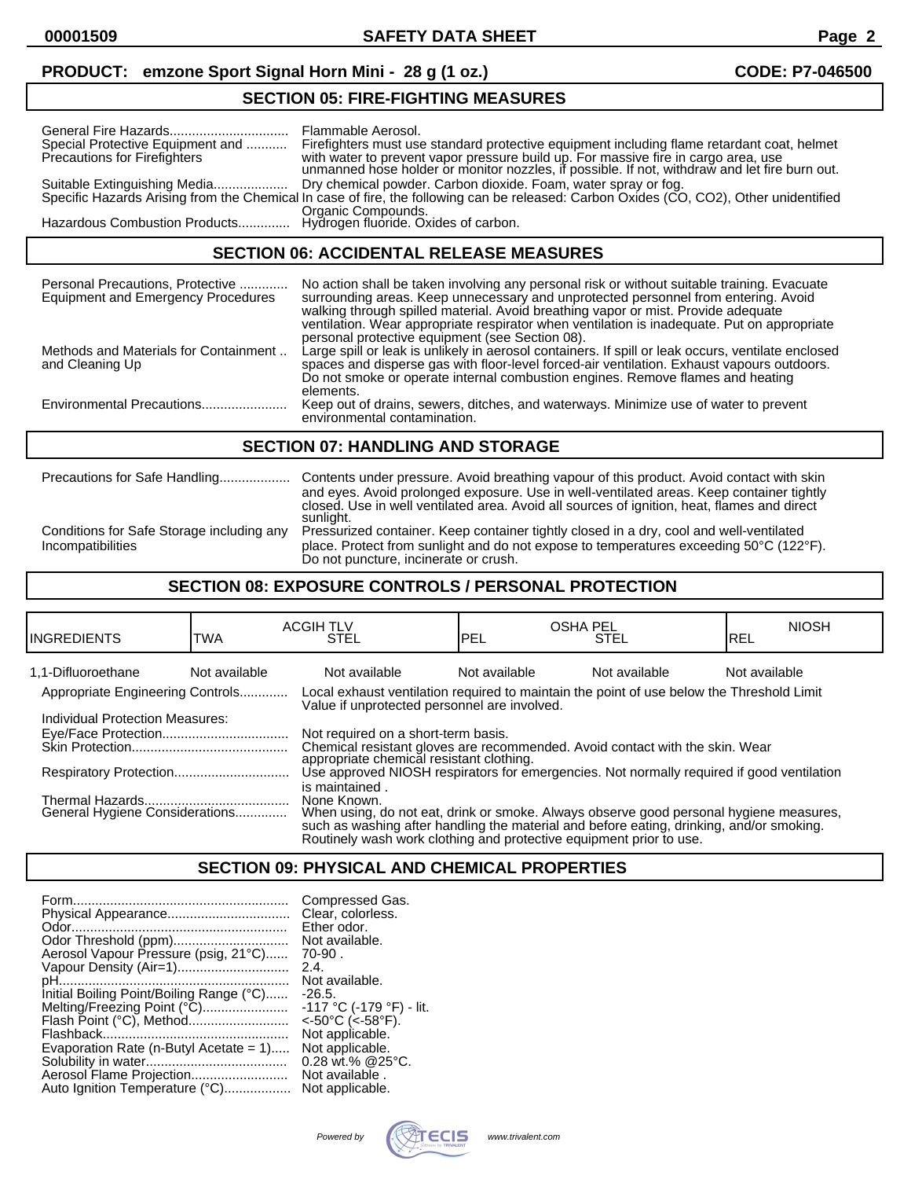**PRODUCT: emzone Sport Signal Horn Mini - 28 g (1 oz.)** **CODE: P7-046500**

## SECTION 05: FIRE-FIGHTING MEASURES

| | |
|---|---|
| General Fire Hazards | Flammable Aerosol. |
| Special Protective Equipment and Precautions for Firefighters | Firefighters must use standard protective equipment including flame retardant coat, helmet with water to prevent vapor pressure build up. For massive fire in cargo area, use unmanned hose holder or monitor nozzles, if possible. If not, withdraw and let fire burn out. |
| Suitable Extinguishing Media | Dry chemical powder. Carbon dioxide. Foam, water spray or fog. |
| Specific Hazards Arising from the Chemical | In case of fire, the following can be released: Carbon Oxides (CO, $CO_2$), Other unidentified Organic Compounds. |
| Hazardous Combustion Products | Hydrogen fluoride. Oxides of carbon. |

## SECTION 06: ACCIDENTAL RELEASE MEASURES

| | |
|---|---|
| Personal Precautions, Protective Equipment and Emergency Procedures | No action shall be taken involving any personal risk or without suitable training. Evacuate surrounding areas. Keep unnecessary and unprotected personnel from entering. Avoid walking through spilled material. Avoid breathing vapor or mist. Provide adequate ventilation. Wear appropriate respirator when ventilation is inadequate. Put on appropriate personal protective equipment (see Section 08). |
| Methods and Materials for Containment and Cleaning Up | Large spill or leak is unlikely in aerosol containers. If spill or leak occurs, ventilate enclosed spaces and disperse gas with floor-level forced-air ventilation. Exhaust vapours outdoors. Do not smoke or operate internal combustion engines. Remove flames and heating elements. |
| Environmental Precautions | Keep out of drains, sewers, ditches, and waterways. Minimize use of water to prevent environmental contamination. |

## SECTION 07: HANDLING AND STORAGE

| | |
|---|---|
| Precautions for Safe Handling | Contents under pressure. Avoid breathing vapour of this product. Avoid contact with skin and eyes. Avoid prolonged exposure. Use in well-ventilated areas. Keep container tightly closed. Use in well ventilated area. Avoid all sources of ignition, heat, flames and direct sunlight. |
| Conditions for Safe Storage including any Incompatibilities | Pressurized container. Keep container tightly closed in a dry, cool and well-ventilated place. Protect from sunlight and do not expose to temperatures exceeding 50°C (122°F). Do not puncture, incinerate or crush. |

## SECTION 08: EXPOSURE CONTROLS / PERSONAL PROTECTION

| INGREDIENTS | ACGIH TLV TWA | ACGIH TLV STEL | OSHA PEL PEL | OSHA PEL STEL | NIOSH REL |
|---|---|---|---|---|---|
| 1,1-Difluoroethane | Not available | Not available | Not available | Not available | Not available |

| | |
|---|---|
| Appropriate Engineering Controls | Local exhaust ventilation required to maintain the point of use below the Threshold Limit Value if unprotected personnel are involved. |
| **Individual Protection Measures:** | |
| Eye/Face Protection | Not required on a short-term basis. |
| Skin Protection | Chemical resistant gloves are recommended. Avoid contact with the skin. Wear appropriate chemical resistant clothing. |
| Respiratory Protection | Use approved NIOSH respirators for emergencies. Not normally required if good ventilation is maintained . |
| Thermal Hazards | None Known. |
| General Hygiene Considerations | When using, do not eat, drink or smoke. Always observe good personal hygiene measures, such as washing after handling the material and before eating, drinking, and/or smoking. Routinely wash work clothing and protective equipment prior to use. |

## SECTION 09: PHYSICAL AND CHEMICAL PROPERTIES

| | |
|---|---|
| Form | Compressed Gas. |
| Physical Appearance | Clear, colorless. |
| Odor | Ether odor. |
| Odor Threshold (ppm) | Not available. |
| Aerosol Vapour Pressure (psig, 21°C) | 70-90 . |
| Vapour Density (Air=1) | 2.4. |
| pH | Not available. |
| Initial Boiling Point/Boiling Range (°C) | -26.5. |
| Melting/Freezing Point (°C) | -117 °C (-179 °F) - lit. |
| Flash Point (°C), Method | <-50°C (<-58°F). |
| Flashback | Not applicable. |
| Evaporation Rate (n-Butyl Acetate = 1) | Not applicable. |
| Solubility in water | 0.28 wt.% @25°C. |
| Aerosol Flame Projection | Not available . |
| Auto Ignition Temperature (°C) | Not applicable. |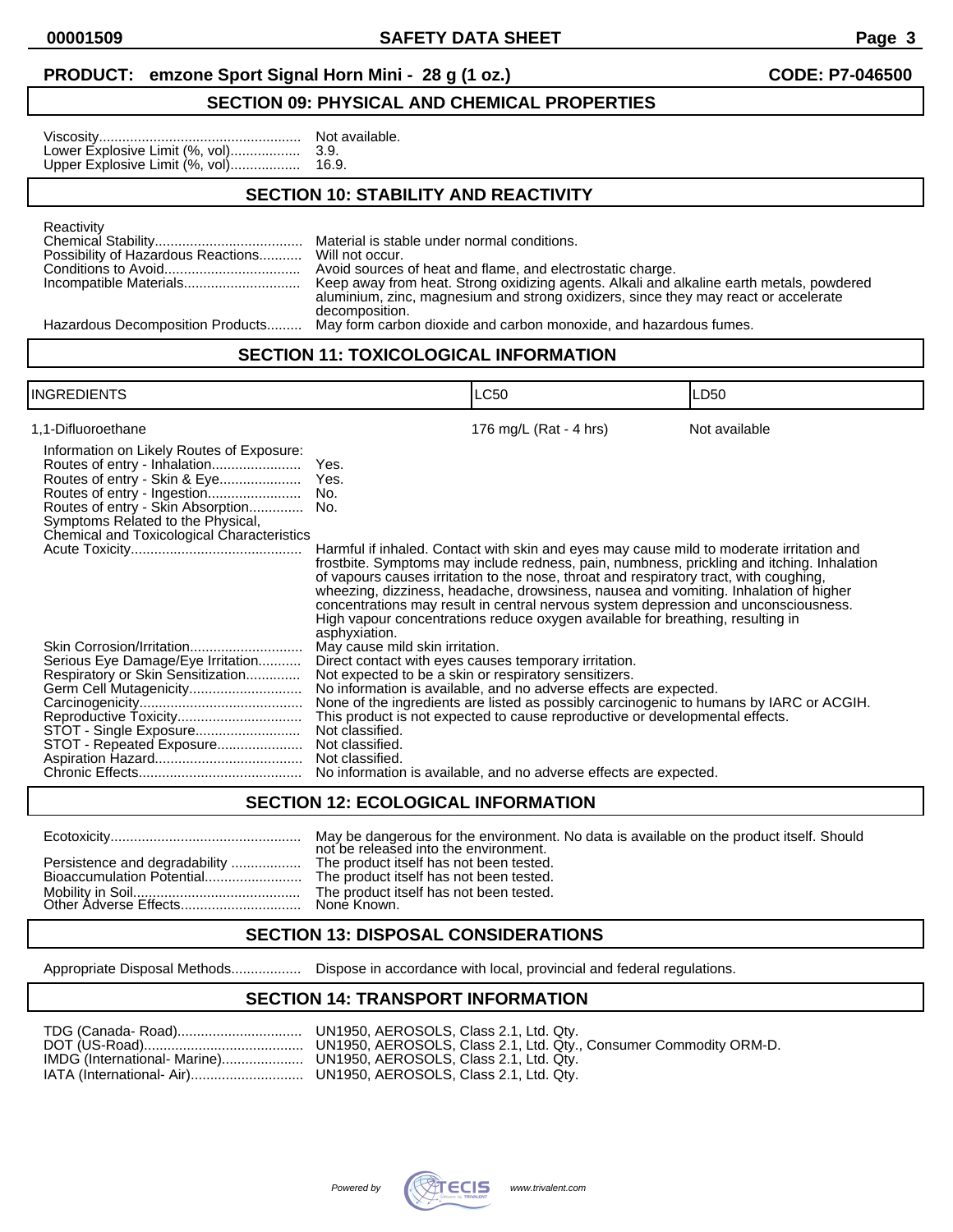**PRODUCT: emzone Sport Signal Horn Mini - 28 g (1 oz.)** **CODE: P7-046500**

## SECTION 09: PHYSICAL AND CHEMICAL PROPERTIES

Viscosity.................................................... Not available.
Lower Explosive Limit (%, vol).................. 3.9.
Upper Explosive Limit (%, vol).................. 16.9.

## SECTION 10: STABILITY AND REACTIVITY

Reactivity
Chemical Stability...................................... Material is stable under normal conditions.
Possibility of Hazardous Reactions........... Will not occur.
Conditions to Avoid................................... Avoid sources of heat and flame, and electrostatic charge.
Incompatible Materials.............................. Keep away from heat. Strong oxidizing agents. Alkali and alkaline earth metals, powdered aluminium, zinc, magnesium and strong oxidizers, since they may react or accelerate decomposition.
Hazardous Decomposition Products......... May form carbon dioxide and carbon monoxide, and hazardous fumes.

## SECTION 11: TOXICOLOGICAL INFORMATION

| INGREDIENTS | LC50 | LD50 |
|---|---|---|
| 1,1-Difluoroethane | 176 mg/L (Rat - 4 hrs) | Not available |

Information on Likely Routes of Exposure:
Routes of entry - Inhalation....................... Yes.
Routes of entry - Skin & Eye..................... Yes.
Routes of entry - Ingestion........................ No.
Routes of entry - Skin Absorption.............. No.
Symptoms Related to the Physical, Chemical and Toxicological Characteristics
Acute Toxicity............................................ Harmful if inhaled. Contact with skin and eyes may cause mild to moderate irritation and frostbite. Symptoms may include redness, pain, numbness, prickling and itching. Inhalation of vapours causes irritation to the nose, throat and respiratory tract, with coughing, wheezing, dizziness, headache, drowsiness, nausea and vomiting. Inhalation of higher concentrations may result in central nervous system depression and unconsciousness. High vapour concentrations reduce oxygen available for breathing, resulting in asphyxiation.
Skin Corrosion/Irritation............................. May cause mild skin irritation.
Serious Eye Damage/Eye Irritation........... Direct contact with eyes causes temporary irritation.
Respiratory or Skin Sensitization.............. Not expected to be a skin or respiratory sensitizers.
Germ Cell Mutagenicity............................. No information is available, and no adverse effects are expected.
Carcinogenicity.......................................... None of the ingredients are listed as possibly carcinogenic to humans by IARC or ACGIH.
Reproductive Toxicity................................ This product is not expected to cause reproductive or developmental effects.
STOT - Single Exposure........................... Not classified.
STOT - Repeated Exposure...................... Not classified.
Aspiration Hazard...................................... Not classified.
Chronic Effects.......................................... No information is available, and no adverse effects are expected.

## SECTION 12: ECOLOGICAL INFORMATION

Ecotoxicity................................................. May be dangerous for the environment. No data is available on the product itself. Should not be released into the environment.
Persistence and degradability .................. The product itself has not been tested.
Bioaccumulation Potential......................... The product itself has not been tested.
Mobility in Soil........................................... The product itself has not been tested.
Other Adverse Effects............................... None Known.

## SECTION 13: DISPOSAL CONSIDERATIONS

Appropriate Disposal Methods.................. Dispose in accordance with local, provincial and federal regulations.

## SECTION 14: TRANSPORT INFORMATION

TDG (Canada- Road)................................ UN1950, AEROSOLS, Class 2.1, Ltd. Qty.
DOT (US-Road)......................................... UN1950, AEROSOLS, Class 2.1, Ltd. Qty., Consumer Commodity ORM-D.
IMDG (International- Marine)..................... UN1950, AEROSOLS, Class 2.1, Ltd. Qty.
IATA (International- Air)............................. UN1950, AEROSOLS, Class 2.1, Ltd. Qty.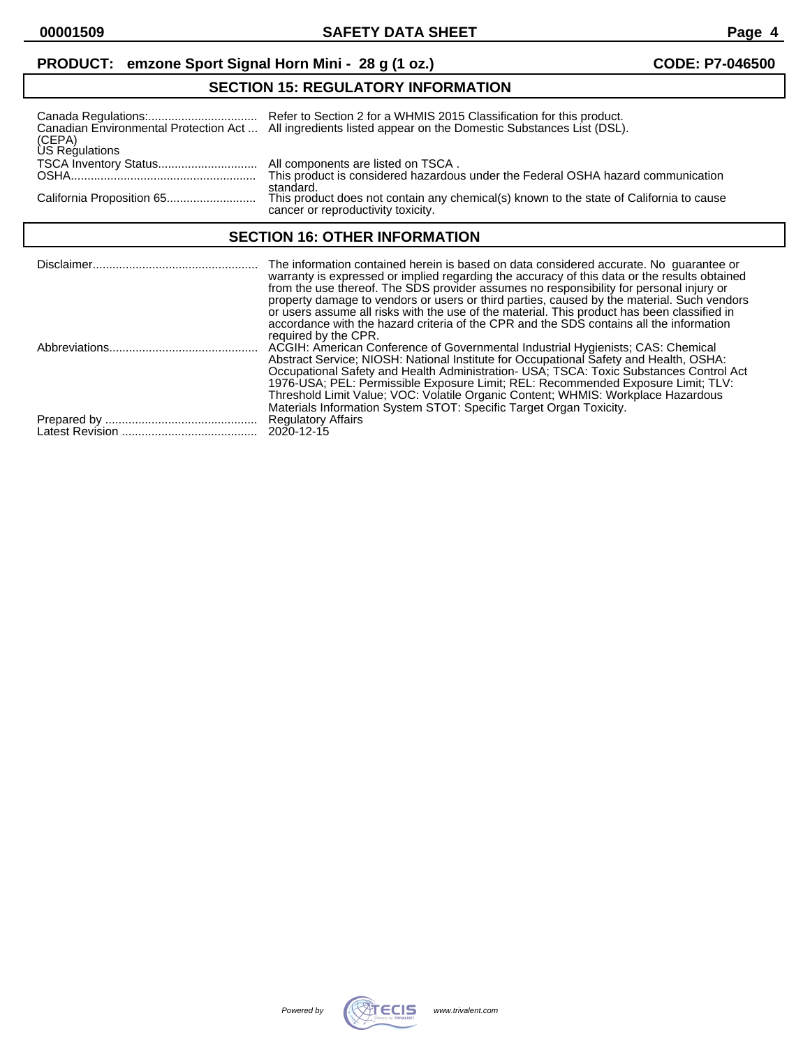**PRODUCT: emzone Sport Signal Horn Mini - 28 g (1 oz.)** **CODE: P7-046500**

## SECTION 15: REGULATORY INFORMATION

| | |
|---|---|
| Canada Regulations:................................. | Refer to Section 2 for a WHMIS 2015 Classification for this product. |
| Canadian Environmental Protection Act ... (CEPA) | All ingredients listed appear on the Domestic Substances List (DSL). |
| US Regulations | |
| TSCA Inventory Status.............................. | All components are listed on TSCA . |
| OSHA........................................................ | This product is considered hazardous under the Federal OSHA hazard communication standard. |
| California Proposition 65........................... | This product does not contain any chemical(s) known to the state of California to cause cancer or reproductivity toxicity. |

## SECTION 16: OTHER INFORMATION

| | |
|---|---|
| Disclaimer................................................. | The information contained herein is based on data considered accurate. No guarantee or warranty is expressed or implied regarding the accuracy of this data or the results obtained from the use thereof. The SDS provider assumes no responsibility for personal injury or property damage to vendors or users or third parties, caused by the material. Such vendors or users assume all risks with the use of the material. This product has been classified in accordance with the hazard criteria of the CPR and the SDS contains all the information required by the CPR. |
| Abbreviations............................................ | ACGIH: American Conference of Governmental Industrial Hygienists; CAS: Chemical Abstract Service; NIOSH: National Institute for Occupational Safety and Health, OSHA: Occupational Safety and Health Administration- USA; TSCA: Toxic Substances Control Act 1976-USA; PEL: Permissible Exposure Limit; REL: Recommended Exposure Limit; TLV: Threshold Limit Value; VOC: Volatile Organic Content; WHMIS: Workplace Hazardous Materials Information System STOT: Specific Target Organ Toxicity. |
| Prepared by ............................................. | Regulatory Affairs |
| Latest Revision ........................................ | 2020-12-15 |